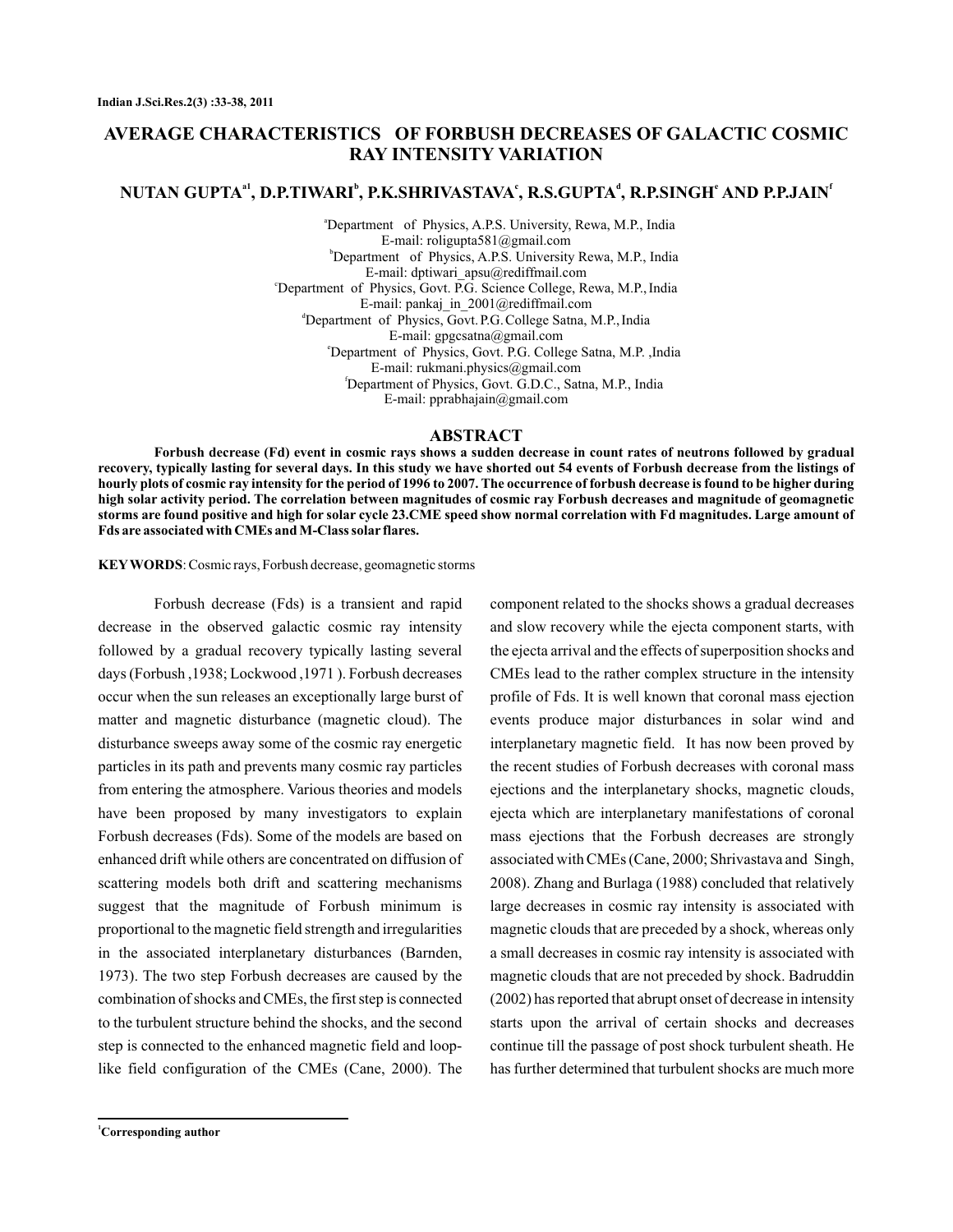# AVERAGE CHARACTERISTICS OF FORBUSH DECREASES OF GALACTIC COSMIC RAY INTENSITY VARIATION

**NUTAN GUPTA[a1], D.P.TIWARI[b], P.K.SHRIVASTAVA[c], R.S.GUPTA[d], R.P.SINGH[e] AND P.P.JAIN[f]**

[a]Department of Physics, A.P.S. University, Rewa, M.P., India
E-mail: roligupta581@gmail.com
[b]Department of Physics, A.P.S. University Rewa, M.P., India
E-mail: dptiwari_apsu@rediffmail.com
[c]Department of Physics, Govt. P.G. Science College, Rewa, M.P., India
E-mail: pankaj_in_2001@rediffmail.com
[d]Department of Physics, Govt. P.G. College Satna, M.P., India
E-mail: gpgcsatna@gmail.com
[e]Department of Physics, Govt. P.G. College Satna, M.P. ,India
E-mail: rukmani.physics@gmail.com
[f]Department of Physics, Govt. G.D.C., Satna, M.P., India
E-mail: pprabhajain@gmail.com

## ABSTRACT

**Forbush decrease (Fd) event in cosmic rays shows a sudden decrease in count rates of neutrons followed by gradual recovery, typically lasting for several days. In this study we have shorted out 54 events of Forbush decrease from the listings of hourly plots of cosmic ray intensity for the period of 1996 to 2007. The occurrence of forbush decrease is found to be higher during high solar activity period. The correlation between magnitudes of cosmic ray Forbush decreases and magnitude of geomagnetic storms are found positive and high for solar cycle 23.CME speed show normal correlation with Fd magnitudes. Large amount of Fds are associated with CMEs and M-Class solar flares.**

**KEYWORDS**: Cosmic rays, Forbush decrease, geomagnetic storms

Forbush decrease (Fds) is a transient and rapid decrease in the observed galactic cosmic ray intensity followed by a gradual recovery typically lasting several days (Forbush ,1938; Lockwood ,1971 ). Forbush decreases occur when the sun releases an exceptionally large burst of matter and magnetic disturbance (magnetic cloud). The disturbance sweeps away some of the cosmic ray energetic particles in its path and prevents many cosmic ray particles from entering the atmosphere. Various theories and models have been proposed by many investigators to explain Forbush decreases (Fds). Some of the models are based on enhanced drift while others are concentrated on diffusion of scattering models both drift and scattering mechanisms suggest that the magnitude of Forbush minimum is proportional to the magnetic field strength and irregularities in the associated interplanetary disturbances (Barnden, 1973). The two step Forbush decreases are caused by the combination of shocks and CMEs, the first step is connected to the turbulent structure behind the shocks, and the second step is connected to the enhanced magnetic field and loop-like field configuration of the CMEs (Cane, 2000). The component related to the shocks shows a gradual decreases and slow recovery while the ejecta component starts, with the ejecta arrival and the effects of superposition shocks and CMEs lead to the rather complex structure in the intensity profile of Fds. It is well known that coronal mass ejection events produce major disturbances in solar wind and interplanetary magnetic field. It has now been proved by the recent studies of Forbush decreases with coronal mass ejections and the interplanetary shocks, magnetic clouds, ejecta which are interplanetary manifestations of coronal mass ejections that the Forbush decreases are strongly associated with CMEs (Cane, 2000; Shrivastava and Singh, 2008). Zhang and Burlaga (1988) concluded that relatively large decreases in cosmic ray intensity is associated with magnetic clouds that are preceded by a shock, whereas only a small decreases in cosmic ray intensity is associated with magnetic clouds that are not preceded by shock. Badruddin (2002) has reported that abrupt onset of decrease in intensity starts upon the arrival of certain shocks and decreases continue till the passage of post shock turbulent sheath. He has further determined that turbulent shocks are much more

[1]**Corresponding author**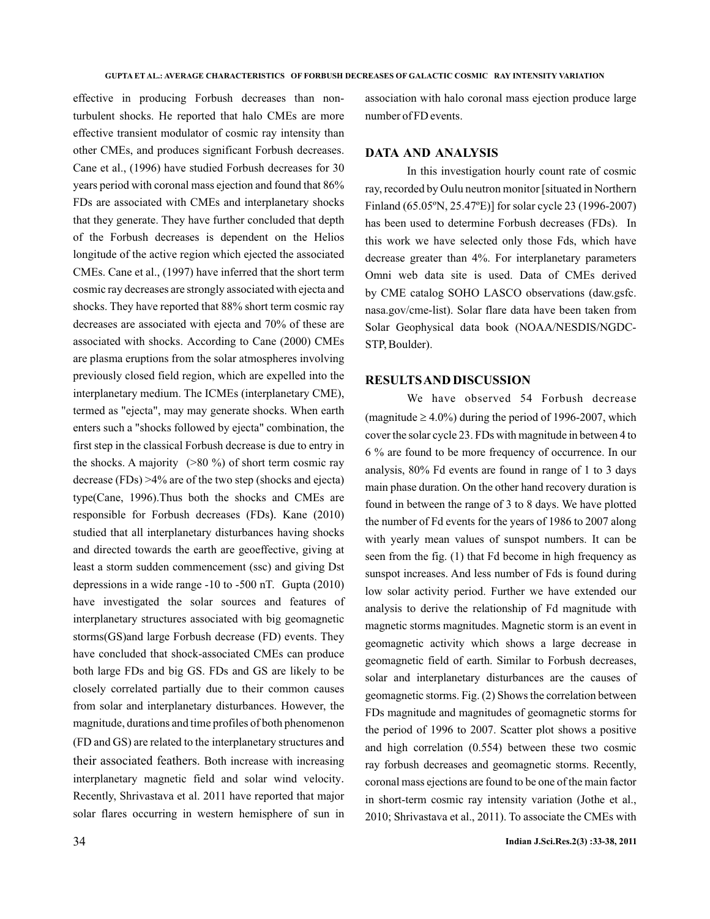effective in producing Forbush decreases than non-turbulent shocks. He reported that halo CMEs are more effective transient modulator of cosmic ray intensity than other CMEs, and produces significant Forbush decreases. Cane et al., (1996) have studied Forbush decreases for 30 years period with coronal mass ejection and found that 86% FDs are associated with CMEs and interplanetary shocks that they generate. They have further concluded that depth of the Forbush decreases is dependent on the Helios longitude of the active region which ejected the associated CMEs. Cane et al., (1997) have inferred that the short term cosmic ray decreases are strongly associated with ejecta and shocks. They have reported that 88% short term cosmic ray decreases are associated with ejecta and 70% of these are associated with shocks. According to Cane (2000) CMEs are plasma eruptions from the solar atmospheres involving previously closed field region, which are expelled into the interplanetary medium. The ICMEs (interplanetary CME), termed as "ejecta", may may generate shocks. When earth enters such a "shocks followed by ejecta" combination, the first step in the classical Forbush decrease is due to entry in the shocks. A majority (>80 %) of short term cosmic ray decrease (FDs) >4% are of the two step (shocks and ejecta) type(Cane, 1996).Thus both the shocks and CMEs are responsible for Forbush decreases (FDs). Kane (2010) studied that all interplanetary disturbances having shocks and directed towards the earth are geoeffective, giving at least a storm sudden commencement (ssc) and giving Dst depressions in a wide range -10 to -500 nT. Gupta (2010) have investigated the solar sources and features of interplanetary structures associated with big geomagnetic storms(GS)and large Forbush decrease (FD) events. They have concluded that shock-associated CMEs can produce both large FDs and big GS. FDs and GS are likely to be closely correlated partially due to their common causes from solar and interplanetary disturbances. However, the magnitude, durations and time profiles of both phenomenon (FD and GS) are related to the interplanetary structures and their associated feathers. Both increase with increasing interplanetary magnetic field and solar wind velocity. Recently, Shrivastava et al. 2011 have reported that major solar flares occurring in western hemisphere of sun in association with halo coronal mass ejection produce large number of FD events.

## DATA AND ANALYSIS

In this investigation hourly count rate of cosmic ray, recorded by Oulu neutron monitor [situated in Northern Finland (65.05ºN, 25.47ºE)] for solar cycle 23 (1996-2007) has been used to determine Forbush decreases (FDs). In this work we have selected only those Fds, which have decrease greater than 4%. For interplanetary parameters Omni web data site is used. Data of CMEs derived by CME catalog SOHO LASCO observations (daw.gsfc.nasa.gov/cme-list). Solar flare data have been taken from Solar Geophysical data book (NOAA/NESDIS/NGDC-STP, Boulder).

## RESULTS AND DISCUSSION

We have observed 54 Forbush decrease (magnitude $\geq 4.0\%$) during the period of 1996-2007, which cover the solar cycle 23. FDs with magnitude in between 4 to 6 % are found to be more frequency of occurrence. In our analysis, 80% Fd events are found in range of 1 to 3 days main phase duration. On the other hand recovery duration is found in between the range of 3 to 8 days. We have plotted the number of Fd events for the years of 1986 to 2007 along with yearly mean values of sunspot numbers. It can be seen from the fig. (1) that Fd become in high frequency as sunspot increases. And less number of Fds is found during low solar activity period. Further we have extended our analysis to derive the relationship of Fd magnitude with magnetic storms magnitudes. Magnetic storm is an event in geomagnetic activity which shows a large decrease in geomagnetic field of earth. Similar to Forbush decreases, solar and interplanetary disturbances are the causes of geomagnetic storms. Fig. (2) Shows the correlation between FDs magnitude and magnitudes of geomagnetic storms for the period of 1996 to 2007. Scatter plot shows a positive and high correlation (0.554) between these two cosmic ray forbush decreases and geomagnetic storms. Recently, coronal mass ejections are found to be one of the main factor in short-term cosmic ray intensity variation (Jothe et al., 2010; Shrivastava et al., 2011). To associate the CMEs with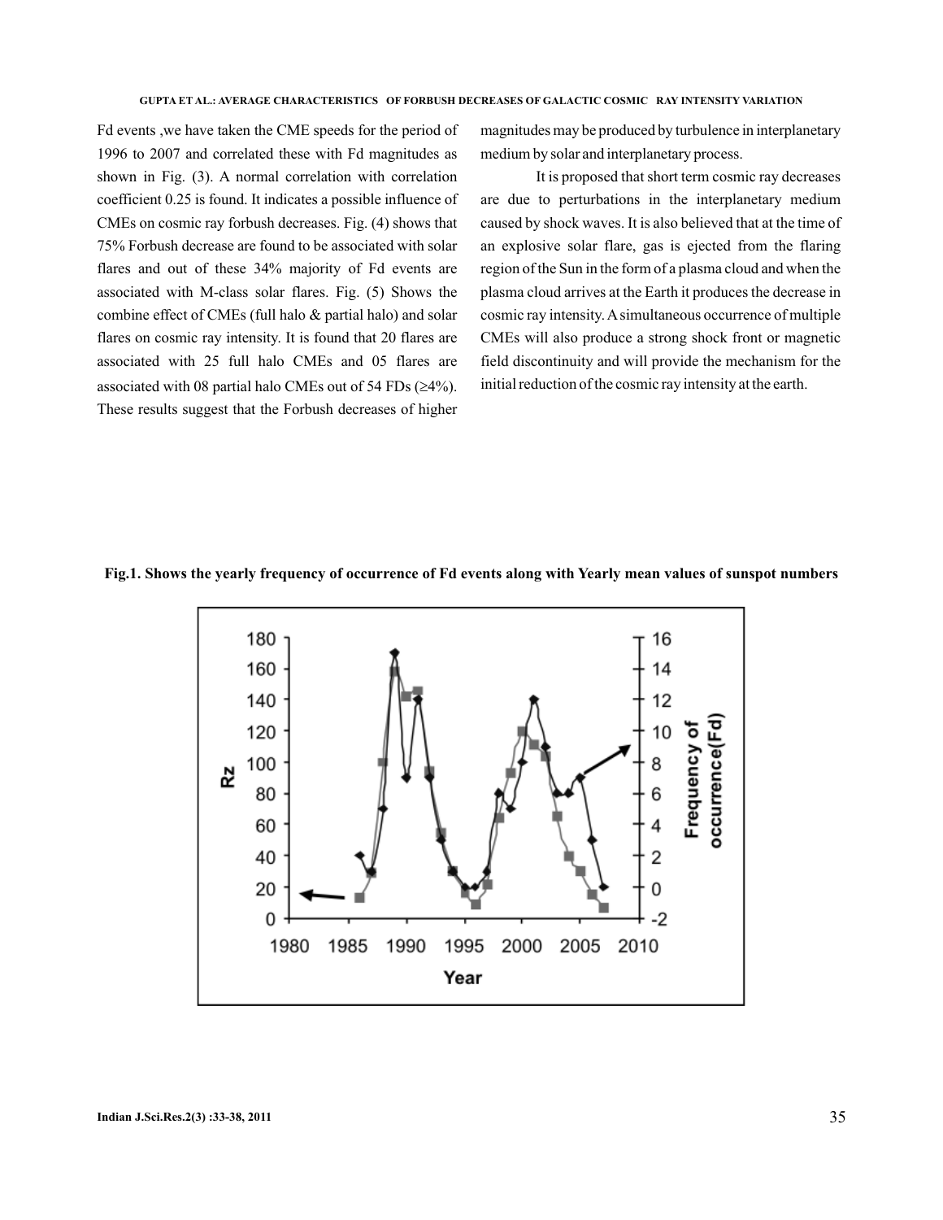Fd events ,we have taken the CME speeds for the period of 1996 to 2007 and correlated these with Fd magnitudes as shown in Fig. (3). A normal correlation with correlation coefficient 0.25 is found. It indicates a possible influence of CMEs on cosmic ray forbush decreases. Fig. (4) shows that 75% Forbush decrease are found to be associated with solar flares and out of these 34% majority of Fd events are associated with M-class solar flares. Fig. (5) Shows the combine effect of CMEs (full halo & partial halo) and solar flares on cosmic ray intensity. It is found that 20 flares are associated with 25 full halo CMEs and 05 flares are associated with 08 partial halo CMEs out of 54 FDs ($\geq$4%). These results suggest that the Forbush decreases of higher magnitudes may be produced by turbulence in interplanetary medium by solar and interplanetary process.

It is proposed that short term cosmic ray decreases are due to perturbations in the interplanetary medium caused by shock waves. It is also believed that at the time of an explosive solar flare, gas is ejected from the flaring region of the Sun in the form of a plasma cloud and when the plasma cloud arrives at the Earth it produces the decrease in cosmic ray intensity. A simultaneous occurrence of multiple CMEs will also produce a strong shock front or magnetic field discontinuity and will provide the mechanism for the initial reduction of the cosmic ray intensity at the earth.

**Fig.1. Shows the yearly frequency of occurrence of Fd events along with Yearly mean values of sunspot numbers**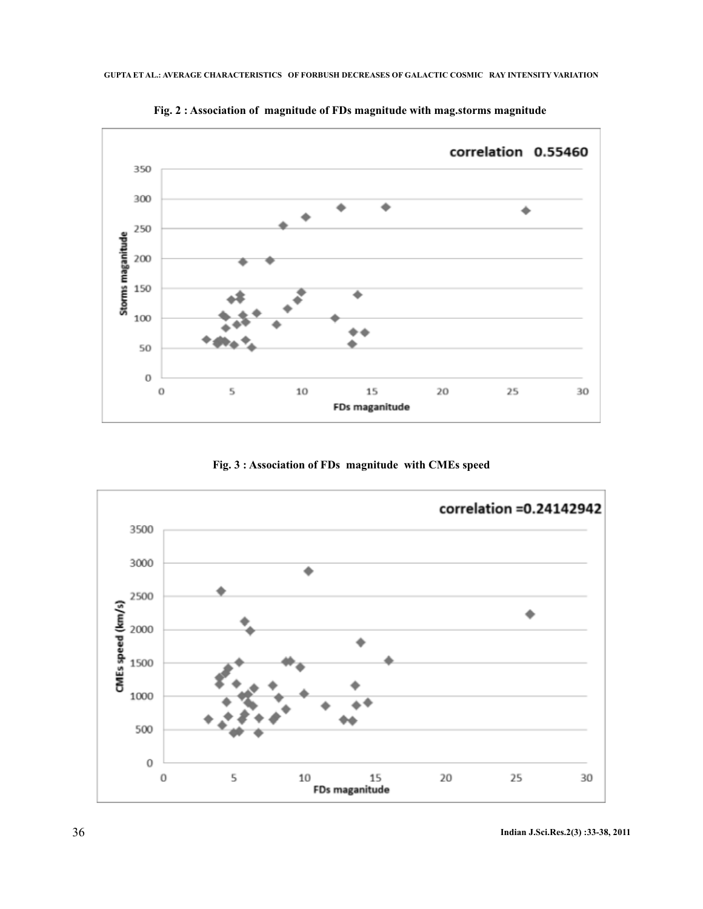**Fig. 2 : Association of magnitude of FDs magnitude with mag.storms magnitude**

**Fig. 3 : Association of FDs magnitude with CMEs speed**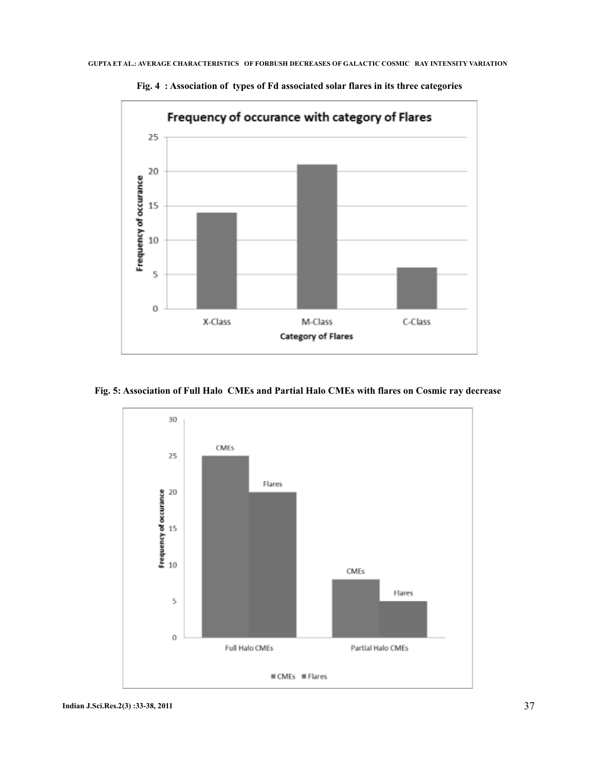**Fig. 4 : Association of types of Fd associated solar flares in its three categories**

**Fig. 5: Association of Full Halo CMEs and Partial Halo CMEs with flares on Cosmic ray decrease**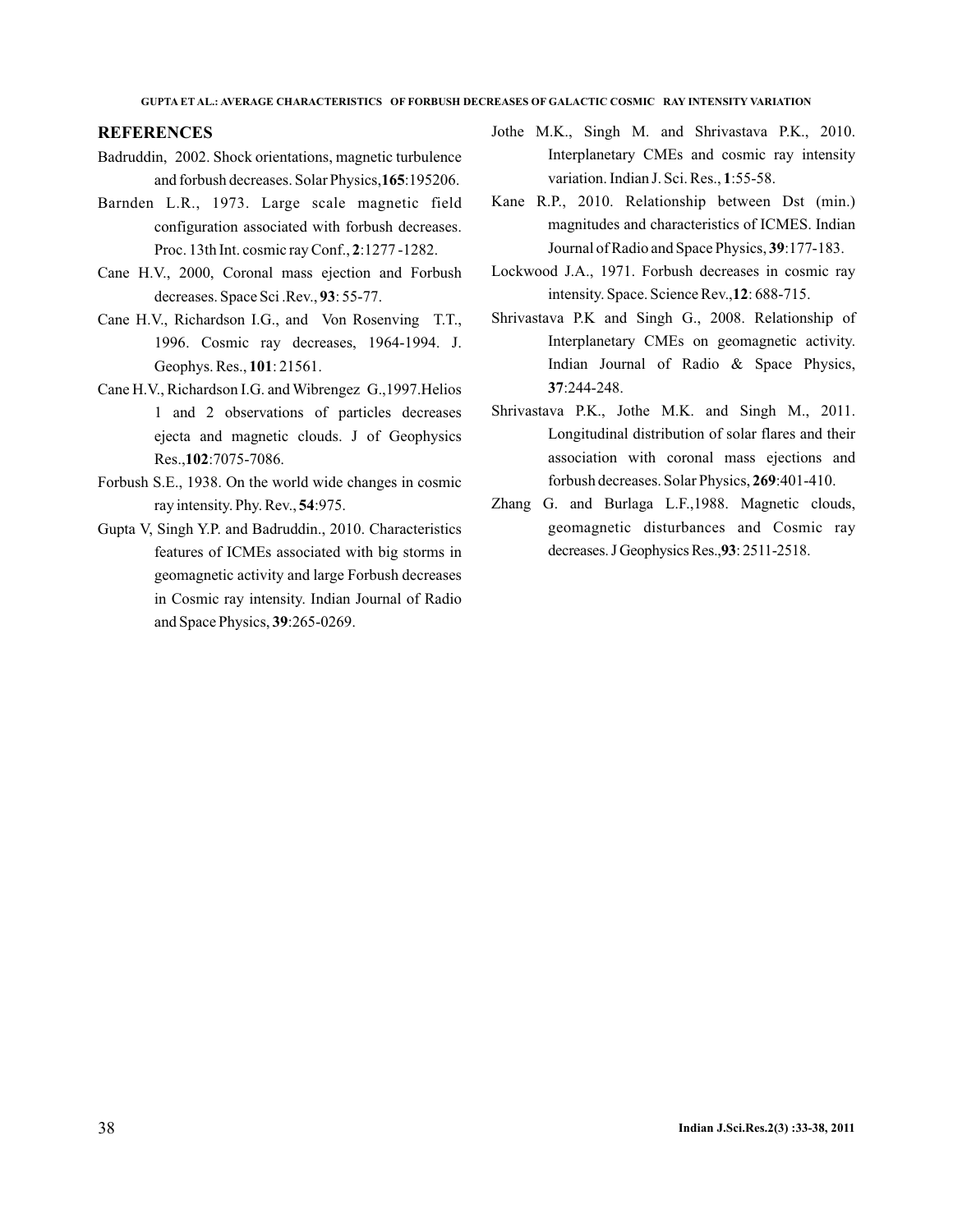## REFERENCES

Badruddin, 2002. Shock orientations, magnetic turbulence and forbush decreases. Solar Physics,**165**:195206.

Barnden L.R., 1973. Large scale magnetic field configuration associated with forbush decreases. Proc. 13th Int. cosmic ray Conf., **2**:1277 -1282.

Cane H.V., 2000, Coronal mass ejection and Forbush decreases. Space Sci .Rev., **93**: 55-77.

Cane H.V., Richardson I.G., and Von Rosenving T.T., 1996. Cosmic ray decreases, 1964-1994. J. Geophys. Res., **101**: 21561.

Cane H.V., Richardson I.G. and Wibrengez G.,1997.Helios 1 and 2 observations of particles decreases ejecta and magnetic clouds. J of Geophysics Res.,**102**:7075-7086.

Forbush S.E., 1938. On the world wide changes in cosmic ray intensity. Phy. Rev., **54**:975.

Gupta V, Singh Y.P. and Badruddin., 2010. Characteristics features of ICMEs associated with big storms in geomagnetic activity and large Forbush decreases in Cosmic ray intensity. Indian Journal of Radio and Space Physics, **39**:265-0269.

Jothe M.K., Singh M. and Shrivastava P.K., 2010. Interplanetary CMEs and cosmic ray intensity variation. Indian J. Sci. Res., **1**:55-58.

Kane R.P., 2010. Relationship between Dst (min.) magnitudes and characteristics of ICMES. Indian Journal of Radio and Space Physics, **39**:177-183.

Lockwood J.A., 1971. Forbush decreases in cosmic ray intensity. Space. Science Rev.,**12**: 688-715.

Shrivastava P.K and Singh G., 2008. Relationship of Interplanetary CMEs on geomagnetic activity. Indian Journal of Radio & Space Physics, **37**:244-248.

Shrivastava P.K., Jothe M.K. and Singh M., 2011. Longitudinal distribution of solar flares and their association with coronal mass ejections and forbush decreases. Solar Physics, **269**:401-410.

Zhang G. and Burlaga L.F.,1988. Magnetic clouds, geomagnetic disturbances and Cosmic ray decreases. J Geophysics Res.,**93**: 2511-2518.